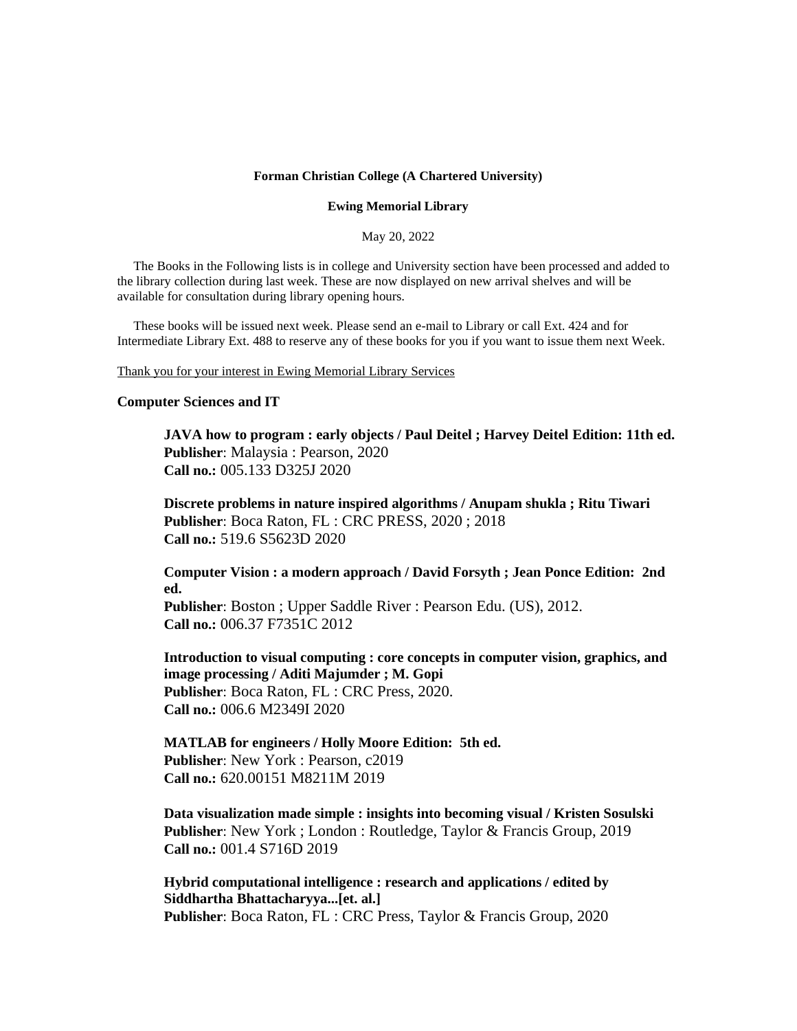**Forman Christian College (A Chartered University)**

**Ewing Memorial Library**

May 20, 2022

The Books in the Following lists is in college and University section have been processed and added to the library collection during last week. These are now displayed on new arrival shelves and will be available for consultation during library opening hours.

These books will be issued next week. Please send an e-mail to Library or call Ext. 424 and for Intermediate Library Ext. 488 to reserve any of these books for you if you want to issue them next Week.

Thank you for your interest in Ewing Memorial Library Services

**Computer Sciences and IT**

**JAVA how to program : early objects / Paul Deitel ; Harvey Deitel Edition: 11th ed.**
**Publisher**: Malaysia : Pearson, 2020
**Call no.:** 005.133 D325J 2020

**Discrete problems in nature inspired algorithms / Anupam shukla ; Ritu Tiwari**
**Publisher**: Boca Raton, FL : CRC PRESS, 2020 ; 2018
**Call no.:** 519.6 S5623D 2020

**Computer Vision : a modern approach / David Forsyth ; Jean Ponce Edition: 2nd ed.**
**Publisher**: Boston ; Upper Saddle River : Pearson Edu. (US), 2012.
**Call no.:** 006.37 F7351C 2012

**Introduction to visual computing : core concepts in computer vision, graphics, and image processing / Aditi Majumder ; M. Gopi**
**Publisher**: Boca Raton, FL : CRC Press, 2020.
**Call no.:** 006.6 M2349I 2020

**MATLAB for engineers / Holly Moore Edition: 5th ed.**
**Publisher**: New York : Pearson, c2019
**Call no.:** 620.00151 M8211M 2019

**Data visualization made simple : insights into becoming visual / Kristen Sosulski**
**Publisher**: New York ; London : Routledge, Taylor & Francis Group, 2019
**Call no.:** 001.4 S716D 2019

**Hybrid computational intelligence : research and applications / edited by Siddhartha Bhattacharyya...[et. al.]**
**Publisher**: Boca Raton, FL : CRC Press, Taylor & Francis Group, 2020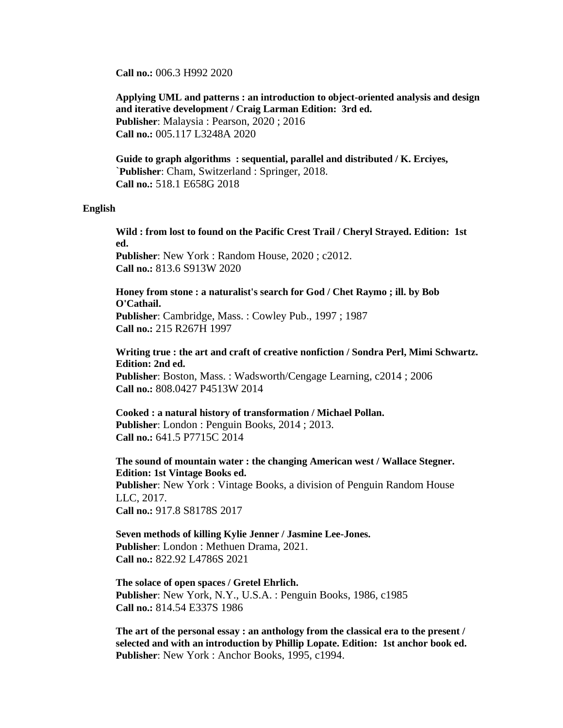**Call no.:** 006.3 H992 2020

**Applying UML and patterns : an introduction to object-oriented analysis and design and iterative development / Craig Larman Edition: 3rd ed.**
**Publisher**: Malaysia : Pearson, 2020 ; 2016
**Call no.:** 005.117 L3248A 2020

**Guide to graph algorithms : sequential, parallel and distributed / K. Erciyes,**
`**Publisher**: Cham, Switzerland : Springer, 2018.
**Call no.:** 518.1 E658G 2018

**English**

**Wild : from lost to found on the Pacific Crest Trail / Cheryl Strayed. Edition: 1st ed.**
**Publisher**: New York : Random House, 2020 ; c2012.
**Call no.:** 813.6 S913W 2020

**Honey from stone : a naturalist's search for God / Chet Raymo ; ill. by Bob O'Cathail.**
**Publisher**: Cambridge, Mass. : Cowley Pub., 1997 ; 1987
**Call no.:** 215 R267H 1997

**Writing true : the art and craft of creative nonfiction / Sondra Perl, Mimi Schwartz. Edition: 2nd ed.**
**Publisher**: Boston, Mass. : Wadsworth/Cengage Learning, c2014 ; 2006
**Call no.:** 808.0427 P4513W 2014

**Cooked : a natural history of transformation / Michael Pollan.**
**Publisher**: London : Penguin Books, 2014 ; 2013.
**Call no.:** 641.5 P7715C 2014

**The sound of mountain water : the changing American west / Wallace Stegner. Edition: 1st Vintage Books ed.**
**Publisher**: New York : Vintage Books, a division of Penguin Random House LLC, 2017.
**Call no.:** 917.8 S8178S 2017

**Seven methods of killing Kylie Jenner / Jasmine Lee-Jones.**
**Publisher**: London : Methuen Drama, 2021.
**Call no.:** 822.92 L4786S 2021

**The solace of open spaces / Gretel Ehrlich.**
**Publisher**: New York, N.Y., U.S.A. : Penguin Books, 1986, c1985
**Call no.:** 814.54 E337S 1986

**The art of the personal essay : an anthology from the classical era to the present / selected and with an introduction by Phillip Lopate. Edition: 1st anchor book ed.**
**Publisher**: New York : Anchor Books, 1995, c1994.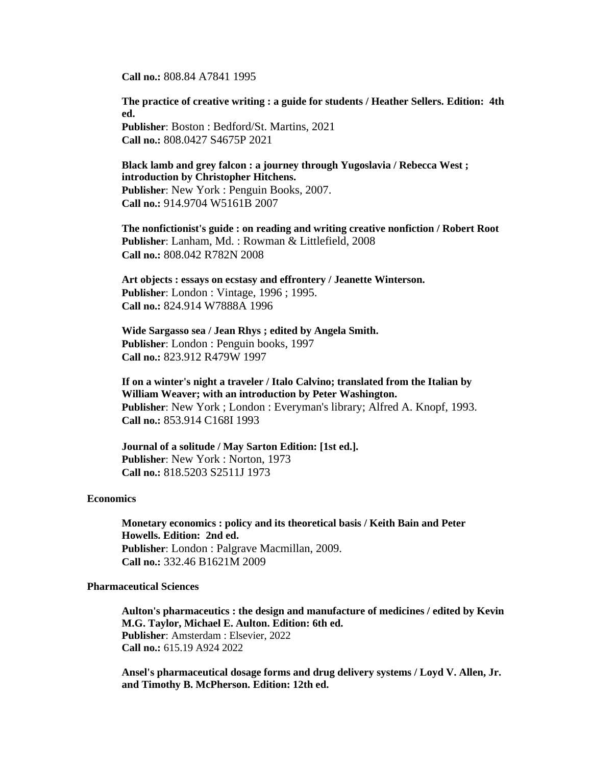**Call no.:** 808.84 A7841 1995

**The practice of creative writing : a guide for students / Heather Sellers. Edition: 4th ed.**
**Publisher**: Boston : Bedford/St. Martins, 2021
**Call no.:** 808.0427 S4675P 2021

**Black lamb and grey falcon : a journey through Yugoslavia / Rebecca West ; introduction by Christopher Hitchens.**
**Publisher**: New York : Penguin Books, 2007.
**Call no.:** 914.9704 W5161B 2007

**The nonfictionist's guide : on reading and writing creative nonfiction / Robert Root**
**Publisher**: Lanham, Md. : Rowman & Littlefield, 2008
**Call no.:** 808.042 R782N 2008

**Art objects : essays on ecstasy and effrontery / Jeanette Winterson.**
**Publisher**: London : Vintage, 1996 ; 1995.
**Call no.:** 824.914 W7888A 1996

**Wide Sargasso sea / Jean Rhys ; edited by Angela Smith.**
**Publisher**: London : Penguin books, 1997
**Call no.:** 823.912 R479W 1997

**If on a winter's night a traveler / Italo Calvino; translated from the Italian by William Weaver; with an introduction by Peter Washington.**
**Publisher**: New York ; London : Everyman's library; Alfred A. Knopf, 1993.
**Call no.:** 853.914 C168I 1993

**Journal of a solitude / May Sarton Edition: [1st ed.].**
**Publisher**: New York : Norton, 1973
**Call no.:** 818.5203 S2511J 1973

**Economics**

**Monetary economics : policy and its theoretical basis / Keith Bain and Peter Howells. Edition: 2nd ed.**
**Publisher**: London : Palgrave Macmillan, 2009.
**Call no.:** 332.46 B1621M 2009

**Pharmaceutical Sciences**

**Aulton's pharmaceutics : the design and manufacture of medicines / edited by Kevin M.G. Taylor, Michael E. Aulton. Edition: 6th ed.**
**Publisher**: Amsterdam : Elsevier, 2022
**Call no.:** 615.19 A924 2022

**Ansel's pharmaceutical dosage forms and drug delivery systems / Loyd V. Allen, Jr. and Timothy B. McPherson. Edition: 12th ed.**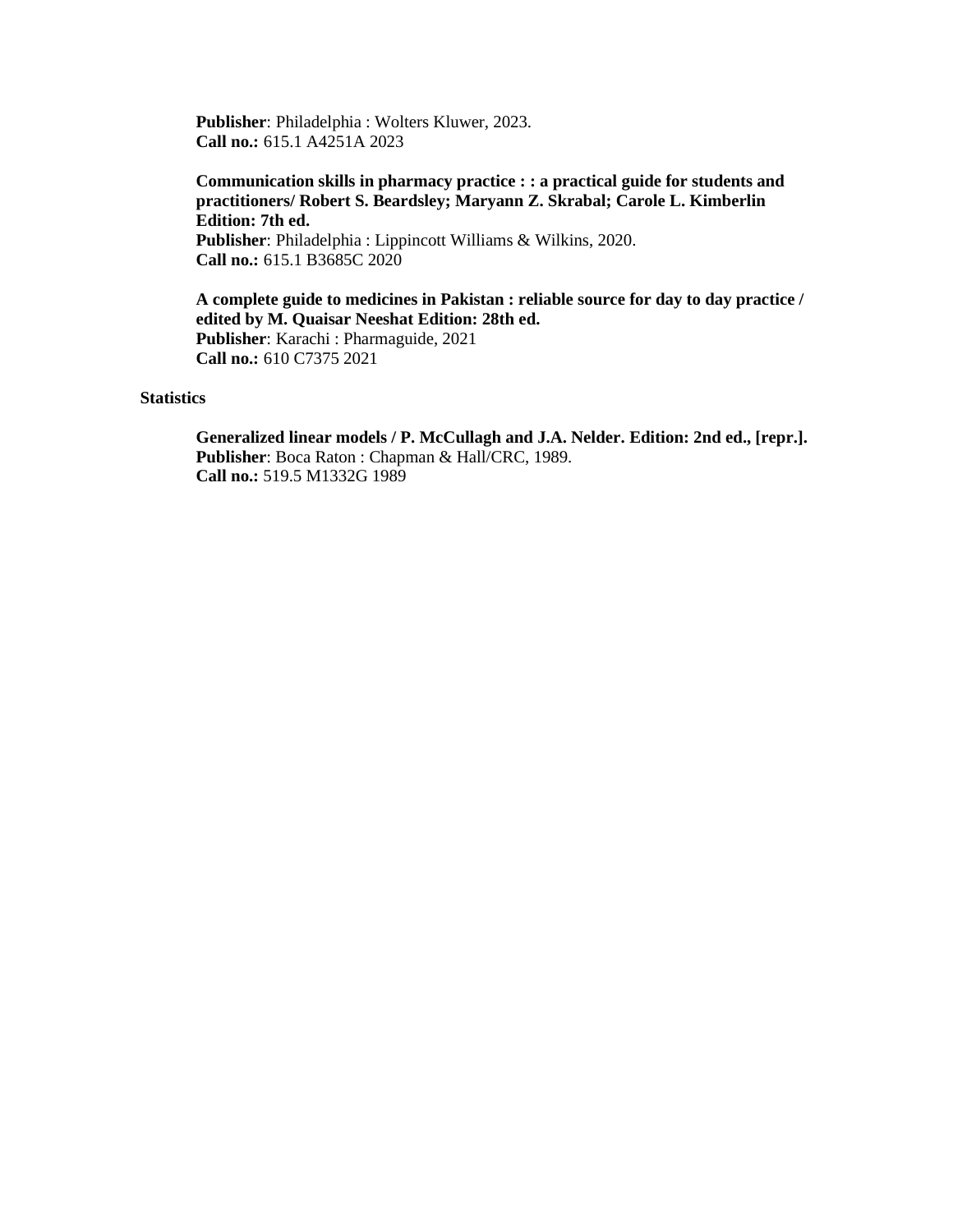**Publisher**: Philadelphia : Wolters Kluwer, 2023.
**Call no.:** 615.1 A4251A 2023

**Communication skills in pharmacy practice : : a practical guide for students and practitioners/ Robert S. Beardsley; Maryann Z. Skrabal; Carole L. Kimberlin Edition: 7th ed.**
**Publisher**: Philadelphia : Lippincott Williams & Wilkins, 2020.
**Call no.:** 615.1 B3685C 2020

**A complete guide to medicines in Pakistan : reliable source for day to day practice / edited by M. Quaisar Neeshat Edition: 28th ed.**
**Publisher**: Karachi : Pharmaguide, 2021
**Call no.:** 610 C7375 2021

**Statistics**

**Generalized linear models / P. McCullagh and J.A. Nelder. Edition: 2nd ed., [repr.].**
**Publisher**: Boca Raton : Chapman & Hall/CRC, 1989.
**Call no.:** 519.5 M1332G 1989